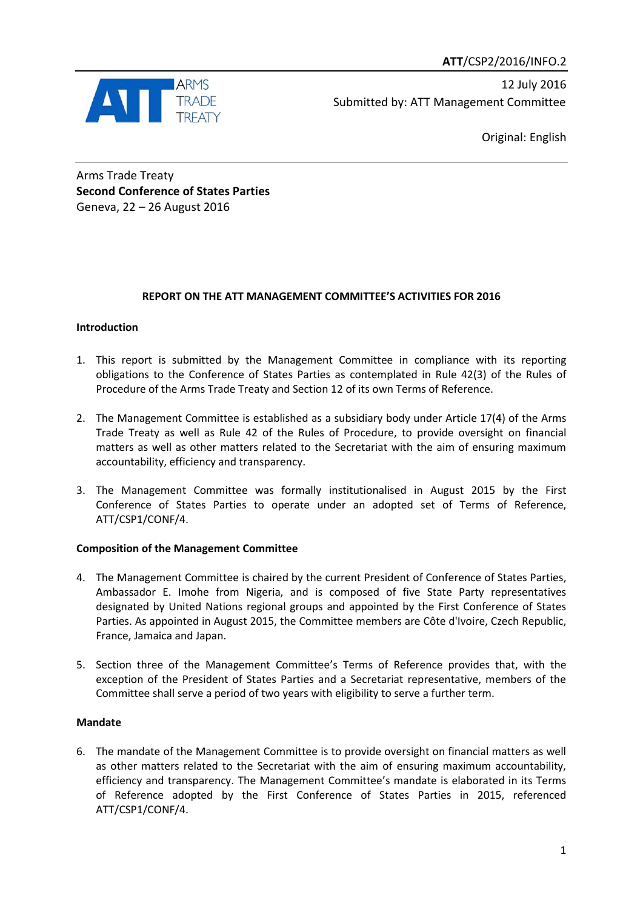**ATT**/CSP2/2016/INFO.2

ARMS TRADE TREATY

12 July 2016

Submitted by: ATT Management Committee

Original: English

Arms Trade Treaty
**Second Conference of States Parties**
Geneva, 22 – 26 August 2016

**REPORT ON THE ATT MANAGEMENT COMMITTEE'S ACTIVITIES FOR 2016**

**Introduction**

1. This report is submitted by the Management Committee in compliance with its reporting obligations to the Conference of States Parties as contemplated in Rule 42(3) of the Rules of Procedure of the Arms Trade Treaty and Section 12 of its own Terms of Reference.

2. The Management Committee is established as a subsidiary body under Article 17(4) of the Arms Trade Treaty as well as Rule 42 of the Rules of Procedure, to provide oversight on financial matters as well as other matters related to the Secretariat with the aim of ensuring maximum accountability, efficiency and transparency.

3. The Management Committee was formally institutionalised in August 2015 by the First Conference of States Parties to operate under an adopted set of Terms of Reference, ATT/CSP1/CONF/4.

**Composition of the Management Committee**

4. The Management Committee is chaired by the current President of Conference of States Parties, Ambassador E. Imohe from Nigeria, and is composed of five State Party representatives designated by United Nations regional groups and appointed by the First Conference of States Parties. As appointed in August 2015, the Committee members are Côte d'Ivoire, Czech Republic, France, Jamaica and Japan.

5. Section three of the Management Committee's Terms of Reference provides that, with the exception of the President of States Parties and a Secretariat representative, members of the Committee shall serve a period of two years with eligibility to serve a further term.

**Mandate**

6. The mandate of the Management Committee is to provide oversight on financial matters as well as other matters related to the Secretariat with the aim of ensuring maximum accountability, efficiency and transparency. The Management Committee's mandate is elaborated in its Terms of Reference adopted by the First Conference of States Parties in 2015, referenced ATT/CSP1/CONF/4.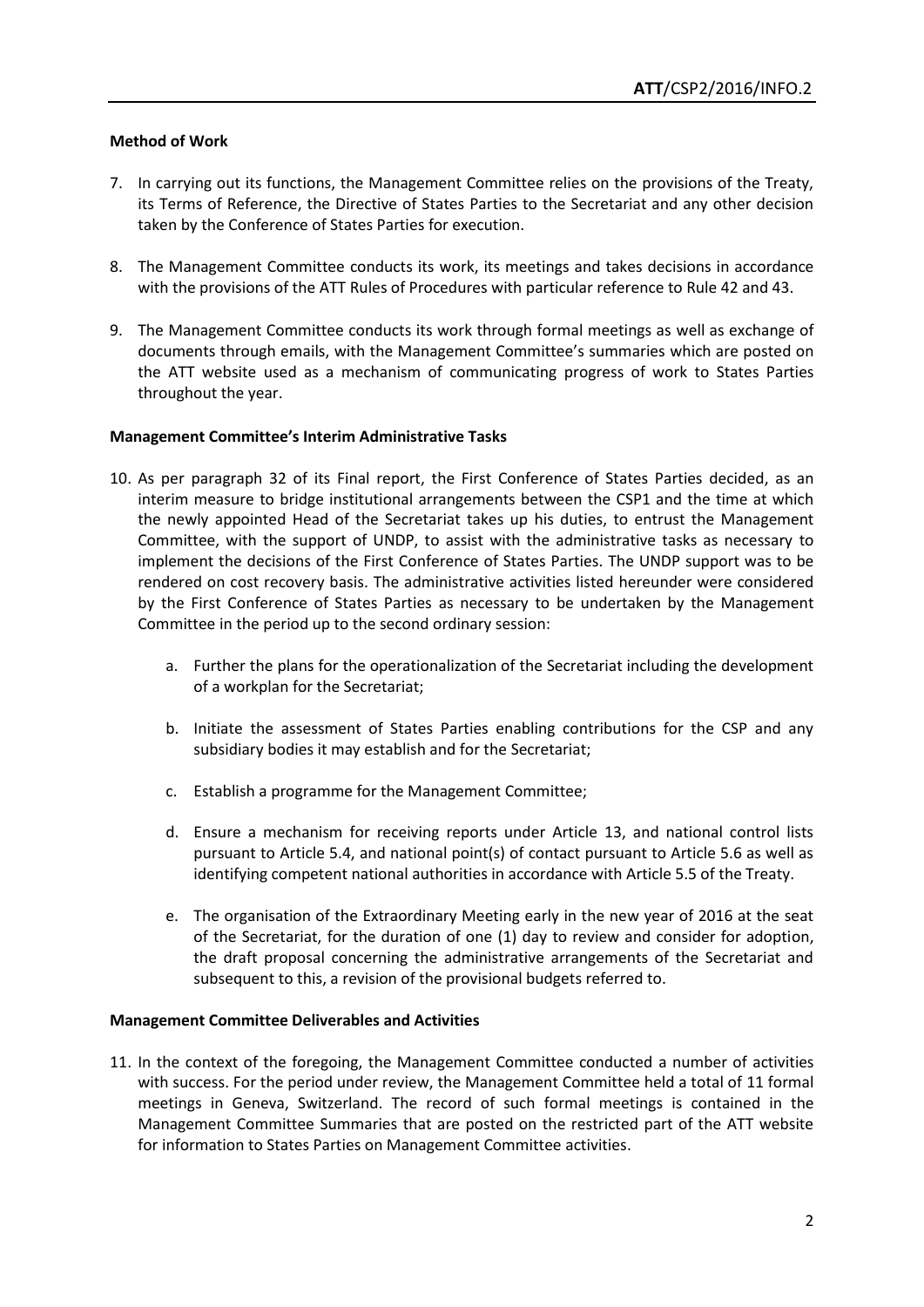**Method of Work**

7. In carrying out its functions, the Management Committee relies on the provisions of the Treaty, its Terms of Reference, the Directive of States Parties to the Secretariat and any other decision taken by the Conference of States Parties for execution.

8. The Management Committee conducts its work, its meetings and takes decisions in accordance with the provisions of the ATT Rules of Procedures with particular reference to Rule 42 and 43.

9. The Management Committee conducts its work through formal meetings as well as exchange of documents through emails, with the Management Committee's summaries which are posted on the ATT website used as a mechanism of communicating progress of work to States Parties throughout the year.

**Management Committee's Interim Administrative Tasks**

10. As per paragraph 32 of its Final report, the First Conference of States Parties decided, as an interim measure to bridge institutional arrangements between the CSP1 and the time at which the newly appointed Head of the Secretariat takes up his duties, to entrust the Management Committee, with the support of UNDP, to assist with the administrative tasks as necessary to implement the decisions of the First Conference of States Parties. The UNDP support was to be rendered on cost recovery basis. The administrative activities listed hereunder were considered by the First Conference of States Parties as necessary to be undertaken by the Management Committee in the period up to the second ordinary session:

    a. Further the plans for the operationalization of the Secretariat including the development of a workplan for the Secretariat;

    b. Initiate the assessment of States Parties enabling contributions for the CSP and any subsidiary bodies it may establish and for the Secretariat;

    c. Establish a programme for the Management Committee;

    d. Ensure a mechanism for receiving reports under Article 13, and national control lists pursuant to Article 5.4, and national point(s) of contact pursuant to Article 5.6 as well as identifying competent national authorities in accordance with Article 5.5 of the Treaty.

    e. The organisation of the Extraordinary Meeting early in the new year of 2016 at the seat of the Secretariat, for the duration of one (1) day to review and consider for adoption, the draft proposal concerning the administrative arrangements of the Secretariat and subsequent to this, a revision of the provisional budgets referred to.

**Management Committee Deliverables and Activities**

11. In the context of the foregoing, the Management Committee conducted a number of activities with success. For the period under review, the Management Committee held a total of 11 formal meetings in Geneva, Switzerland. The record of such formal meetings is contained in the Management Committee Summaries that are posted on the restricted part of the ATT website for information to States Parties on Management Committee activities.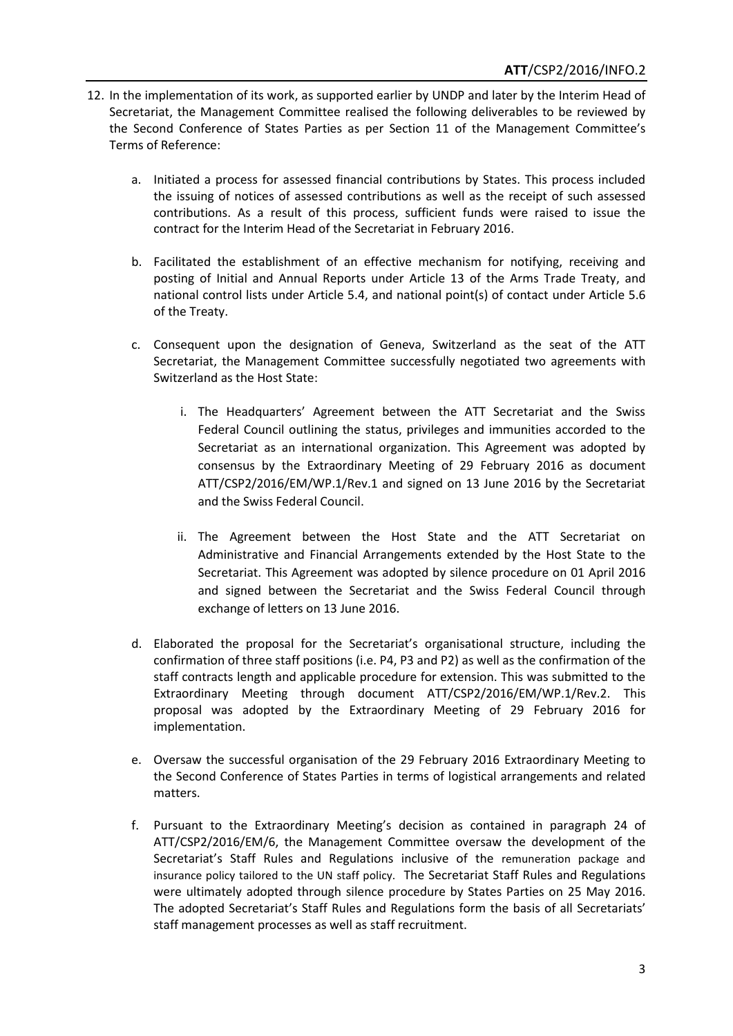12. In the implementation of its work, as supported earlier by UNDP and later by the Interim Head of Secretariat, the Management Committee realised the following deliverables to be reviewed by the Second Conference of States Parties as per Section 11 of the Management Committee's Terms of Reference:

    a. Initiated a process for assessed financial contributions by States. This process included the issuing of notices of assessed contributions as well as the receipt of such assessed contributions. As a result of this process, sufficient funds were raised to issue the contract for the Interim Head of the Secretariat in February 2016.

    b. Facilitated the establishment of an effective mechanism for notifying, receiving and posting of Initial and Annual Reports under Article 13 of the Arms Trade Treaty, and national control lists under Article 5.4, and national point(s) of contact under Article 5.6 of the Treaty.

    c. Consequent upon the designation of Geneva, Switzerland as the seat of the ATT Secretariat, the Management Committee successfully negotiated two agreements with Switzerland as the Host State:

        i. The Headquarters' Agreement between the ATT Secretariat and the Swiss Federal Council outlining the status, privileges and immunities accorded to the Secretariat as an international organization. This Agreement was adopted by consensus by the Extraordinary Meeting of 29 February 2016 as document ATT/CSP2/2016/EM/WP.1/Rev.1 and signed on 13 June 2016 by the Secretariat and the Swiss Federal Council.

        ii. The Agreement between the Host State and the ATT Secretariat on Administrative and Financial Arrangements extended by the Host State to the Secretariat. This Agreement was adopted by silence procedure on 01 April 2016 and signed between the Secretariat and the Swiss Federal Council through exchange of letters on 13 June 2016.

    d. Elaborated the proposal for the Secretariat's organisational structure, including the confirmation of three staff positions (i.e. P4, P3 and P2) as well as the confirmation of the staff contracts length and applicable procedure for extension. This was submitted to the Extraordinary Meeting through document ATT/CSP2/2016/EM/WP.1/Rev.2. This proposal was adopted by the Extraordinary Meeting of 29 February 2016 for implementation.

    e. Oversaw the successful organisation of the 29 February 2016 Extraordinary Meeting to the Second Conference of States Parties in terms of logistical arrangements and related matters.

    f. Pursuant to the Extraordinary Meeting's decision as contained in paragraph 24 of ATT/CSP2/2016/EM/6, the Management Committee oversaw the development of the Secretariat's Staff Rules and Regulations inclusive of the remuneration package and insurance policy tailored to the UN staff policy. The Secretariat Staff Rules and Regulations were ultimately adopted through silence procedure by States Parties on 25 May 2016. The adopted Secretariat's Staff Rules and Regulations form the basis of all Secretariats' staff management processes as well as staff recruitment.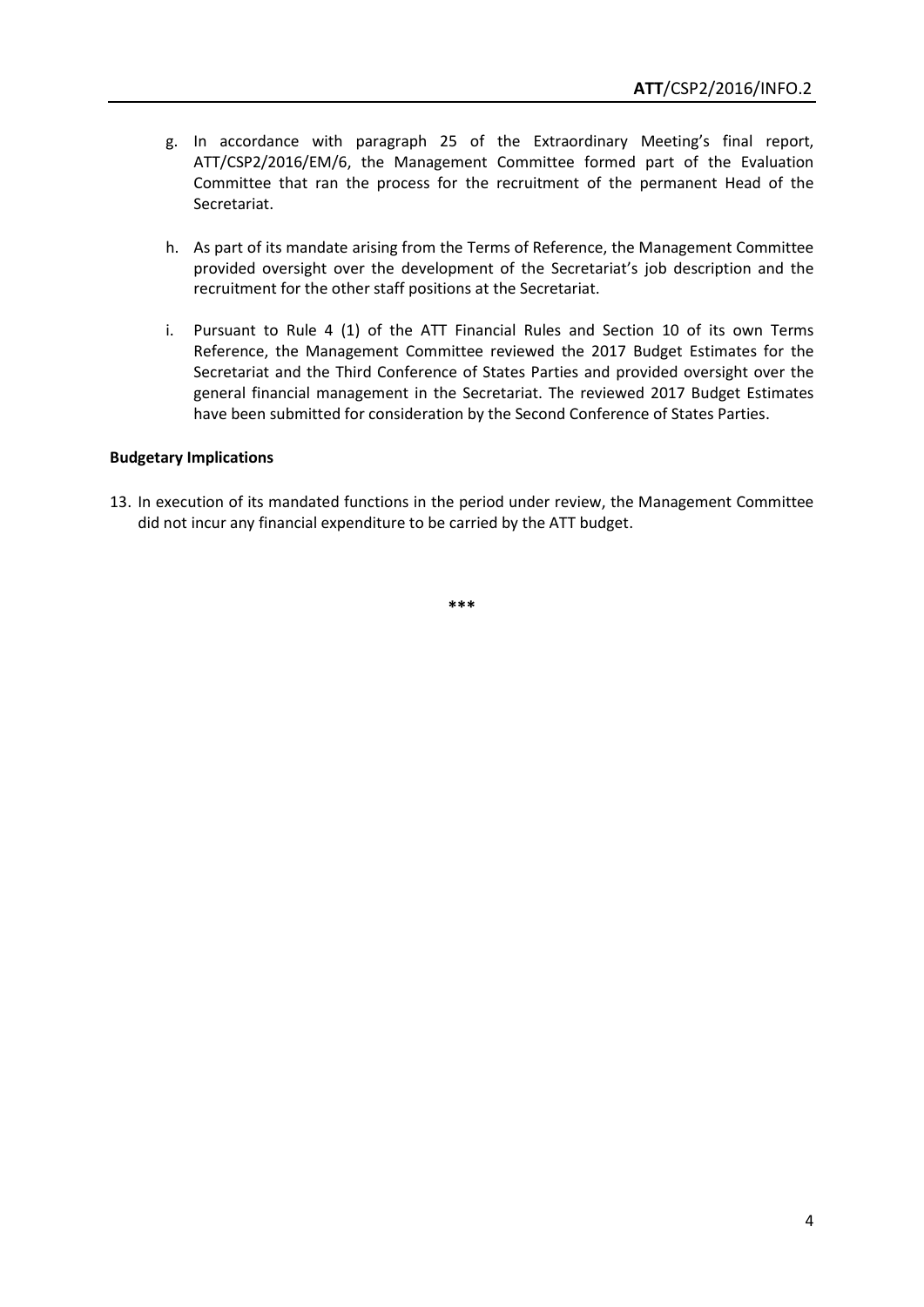g. In accordance with paragraph 25 of the Extraordinary Meeting's final report, ATT/CSP2/2016/EM/6, the Management Committee formed part of the Evaluation Committee that ran the process for the recruitment of the permanent Head of the Secretariat.

h. As part of its mandate arising from the Terms of Reference, the Management Committee provided oversight over the development of the Secretariat's job description and the recruitment for the other staff positions at the Secretariat.

i. Pursuant to Rule 4 (1) of the ATT Financial Rules and Section 10 of its own Terms Reference, the Management Committee reviewed the 2017 Budget Estimates for the Secretariat and the Third Conference of States Parties and provided oversight over the general financial management in the Secretariat. The reviewed 2017 Budget Estimates have been submitted for consideration by the Second Conference of States Parties.

**Budgetary Implications**

13. In execution of its mandated functions in the period under review, the Management Committee did not incur any financial expenditure to be carried by the ATT budget.

***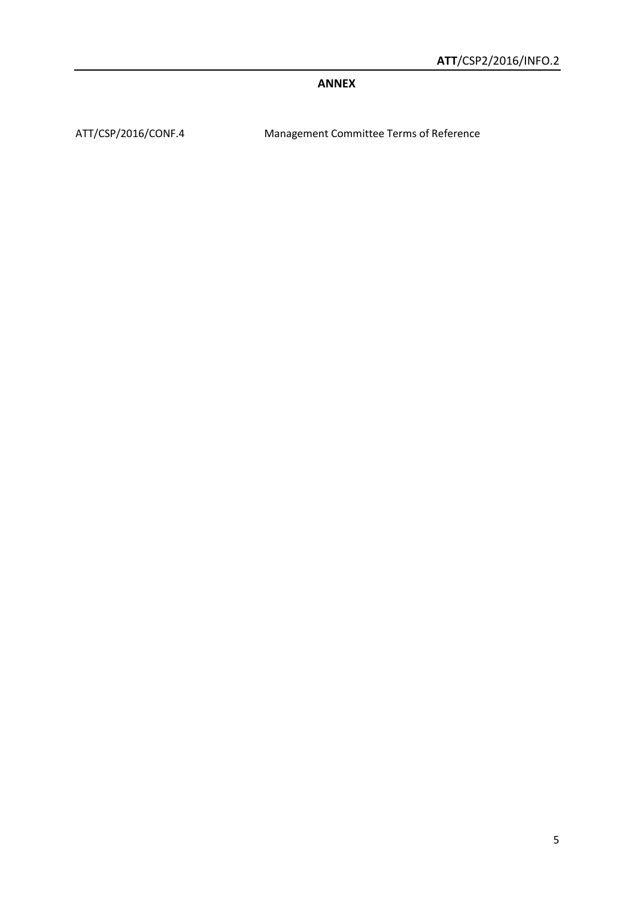**ANNEX**

| | |
|---|---|
| ATT/CSP/2016/CONF.4 | Management Committee Terms of Reference |